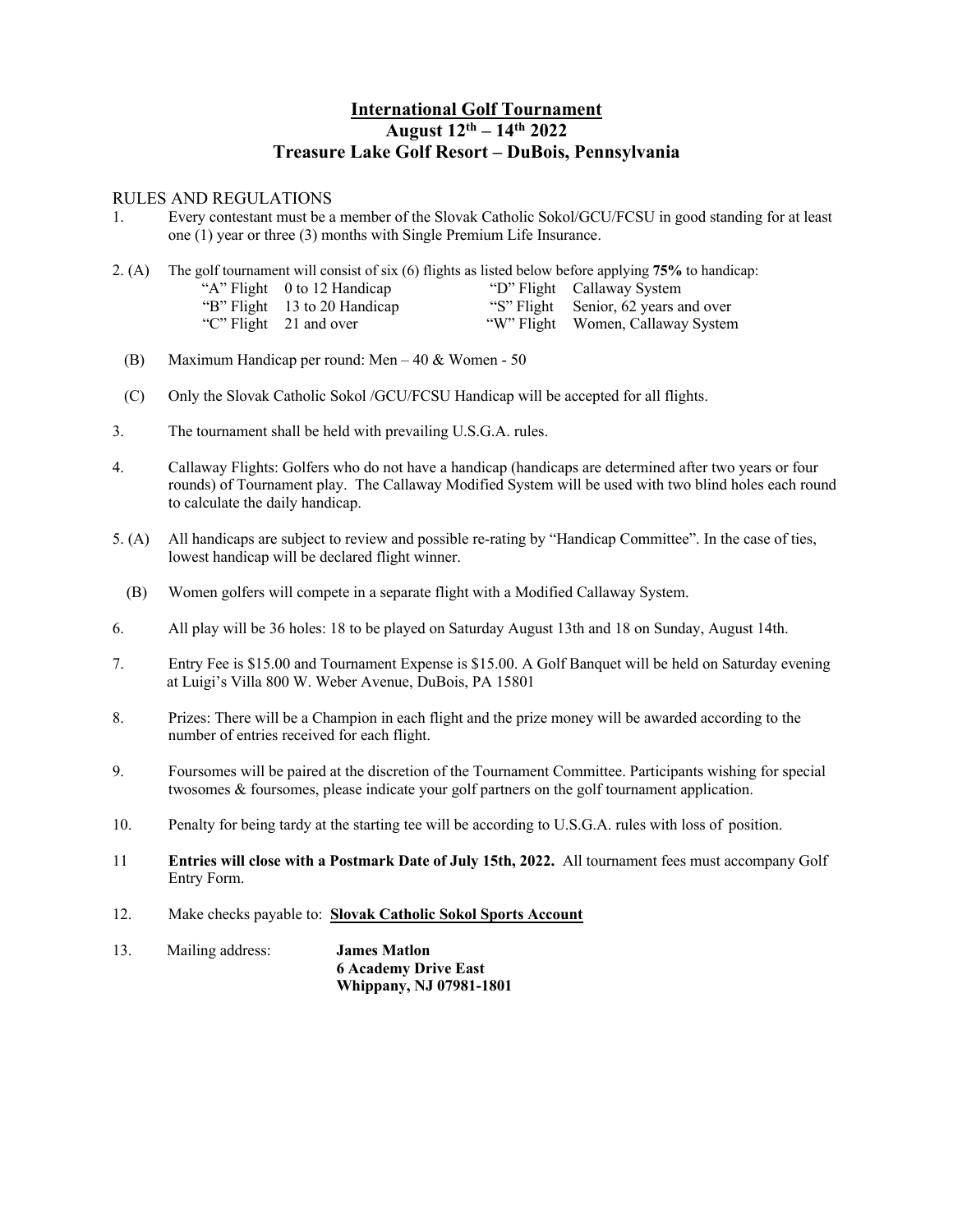# International Golf Tournament

## August 12th – 14th 2022

## Treasure Lake Golf Resort – DuBois, Pennsylvania

RULES AND REGULATIONS

1. Every contestant must be a member of the Slovak Catholic Sokol/GCU/FCSU in good standing for at least one (1) year or three (3) months with Single Premium Life Insurance.

2. (A) The golf tournament will consist of six (6) flights as listed below before applying **75%** to handicap:

| | | | |
|---|---|---|---|
| "A" Flight | 0 to 12 Handicap | "D" Flight | Callaway System |
| "B" Flight | 13 to 20 Handicap | "S" Flight | Senior, 62 years and over |
| "C" Flight | 21 and over | "W" Flight | Women, Callaway System |

   (B) Maximum Handicap per round: Men – 40 & Women - 50

   (C) Only the Slovak Catholic Sokol /GCU/FCSU Handicap will be accepted for all flights.

3. The tournament shall be held with prevailing U.S.G.A. rules.

4. Callaway Flights: Golfers who do not have a handicap (handicaps are determined after two years or four rounds) of Tournament play. The Callaway Modified System will be used with two blind holes each round to calculate the daily handicap.

5. (A) All handicaps are subject to review and possible re-rating by "Handicap Committee". In the case of ties, lowest handicap will be declared flight winner.

   (B) Women golfers will compete in a separate flight with a Modified Callaway System.

6. All play will be 36 holes: 18 to be played on Saturday August 13th and 18 on Sunday, August 14th.

7. Entry Fee is $15.00 and Tournament Expense is $15.00. A Golf Banquet will be held on Saturday evening at Luigi's Villa 800 W. Weber Avenue, DuBois, PA 15801

8. Prizes: There will be a Champion in each flight and the prize money will be awarded according to the number of entries received for each flight.

9. Foursomes will be paired at the discretion of the Tournament Committee. Participants wishing for special twosomes & foursomes, please indicate your golf partners on the golf tournament application.

10. Penalty for being tardy at the starting tee will be according to U.S.G.A. rules with loss of position.

11. **Entries will close with a Postmark Date of July 15th, 2022.** All tournament fees must accompany Golf Entry Form.

12. Make checks payable to: **Slovak Catholic Sokol Sports Account**

13. Mailing address:
    **James Matlon**
    **6 Academy Drive East**
    **Whippany, NJ 07981-1801**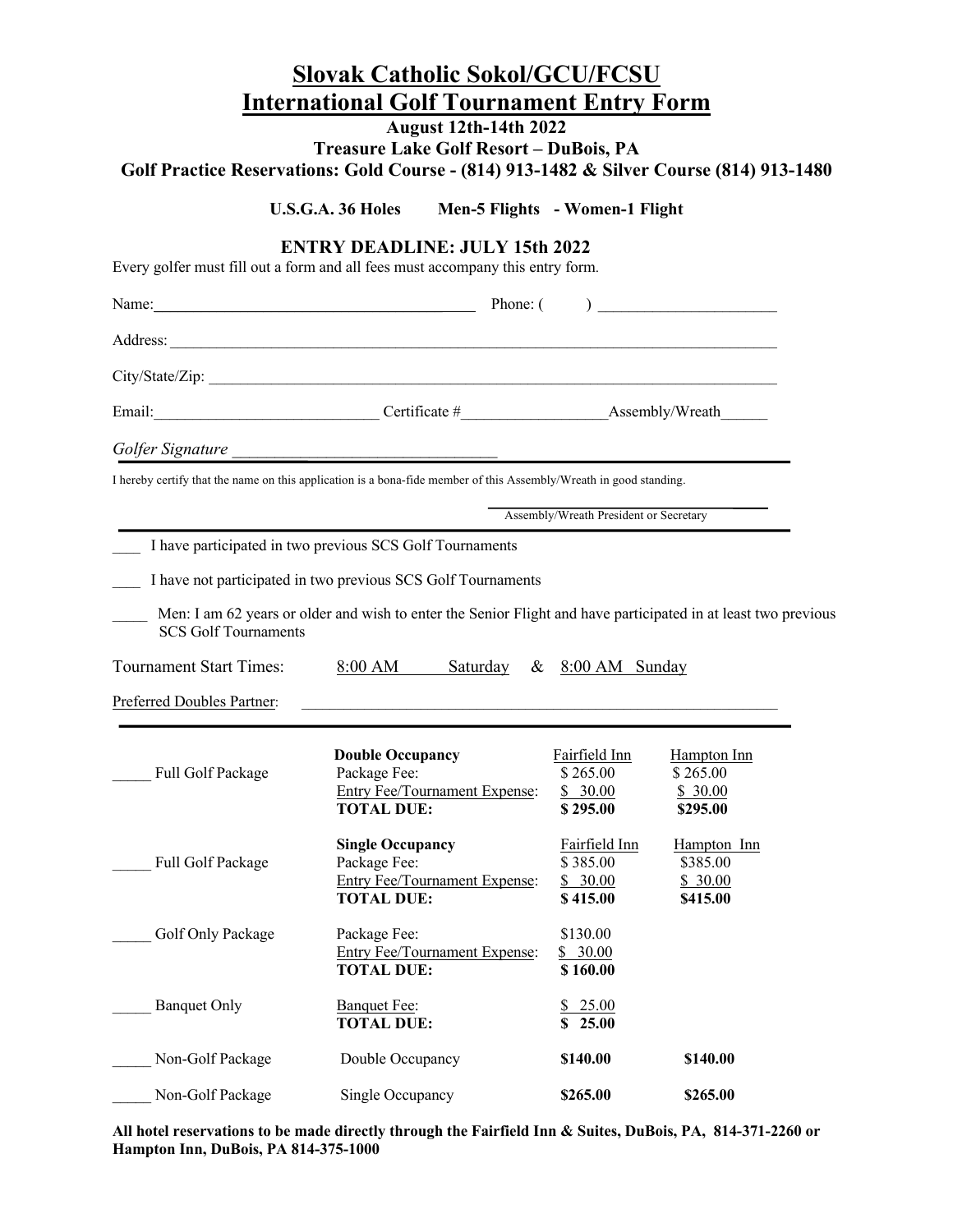# Slovak Catholic Sokol/GCU/FCSU
# International Golf Tournament Entry Form

**August 12th-14th 2022**

**Treasure Lake Golf Resort – DuBois, PA**

**Golf Practice Reservations: Gold Course - (814) 913-1482 & Silver Course (814) 913-1480**

**U.S.G.A. 36 Holes Men-5 Flights - Women-1 Flight**

**ENTRY DEADLINE: JULY 15th 2022**

Every golfer must fill out a form and all fees must accompany this entry form.

Name:_______________________________________ Phone: ( ) ______________________

Address: ________________________________________________________________________________

City/State/Zip: ___________________________________________________________________________

Email:_____________________________ Certificate #__________________Assembly/Wreath______

*Golfer Signature* ________________________________

I hereby certify that the name on this application is a bona-fide member of this Assembly/Wreath in good standing.

________________________________
Assembly/Wreath President or Secretary

____ I have participated in two previous SCS Golf Tournaments

____ I have not participated in two previous SCS Golf Tournaments

_____ Men: I am 62 years or older and wish to enter the Senior Flight and have participated in at least two previous SCS Golf Tournaments

Tournament Start Times: 8:00 AM Saturday & 8:00 AM Sunday

Preferred Doubles Partner: ______________________________________________________________

| | | Fairfield Inn | Hampton Inn |
|---|---|---|---|
| _____ Full Golf Package | **Double Occupancy** | | |
| | Package Fee: | $ 265.00 | $ 265.00 |
| | Entry Fee/Tournament Expense: | $ 30.00 | $ 30.00 |
| | **TOTAL DUE:** | **$ 295.00** | **$295.00** |
| _____ Full Golf Package | **Single Occupancy** | Fairfield Inn | Hampton Inn |
| | Package Fee: | $ 385.00 | $385.00 |
| | Entry Fee/Tournament Expense: | $ 30.00 | $ 30.00 |
| | **TOTAL DUE:** | **$ 415.00** | **$415.00** |
| _____ Golf Only Package | Package Fee: | $130.00 | |
| | Entry Fee/Tournament Expense: | $ 30.00 | |
| | **TOTAL DUE:** | **$ 160.00** | |
| _____ Banquet Only | Banquet Fee: | $ 25.00 | |
| | **TOTAL DUE:** | **$ 25.00** | |
| _____ Non-Golf Package | Double Occupancy | **$140.00** | **$140.00** |
| _____ Non-Golf Package | Single Occupancy | **$265.00** | **$265.00** |

**All hotel reservations to be made directly through the Fairfield Inn & Suites, DuBois, PA, 814-371-2260 or Hampton Inn, DuBois, PA 814-375-1000**